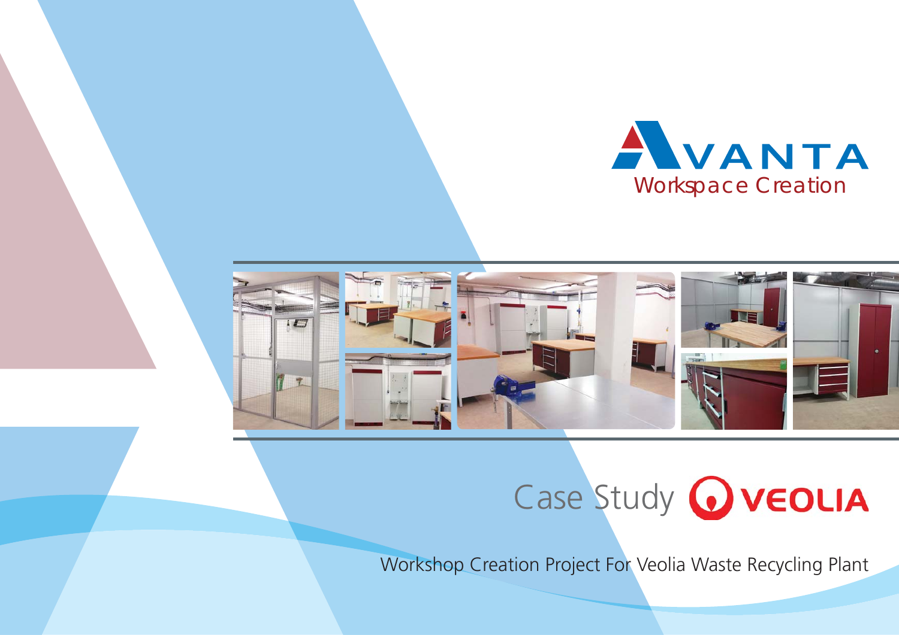AVANTA

Workspace Creation

# Case Study VEOLIA

Workshop Creation Project For Veolia Waste Recycling Plant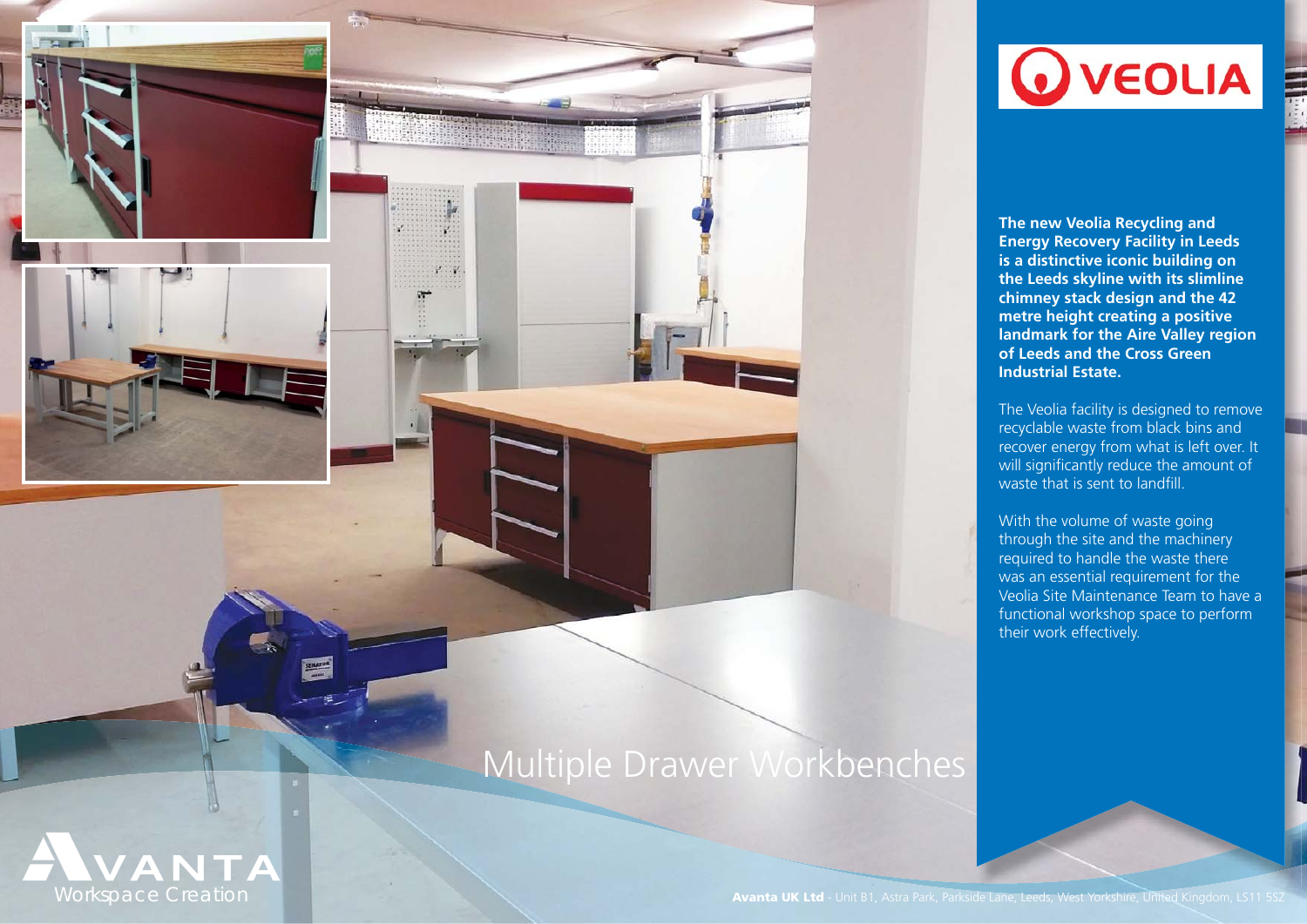# Multiple Drawer Workbenches

**The new Veolia Recycling and Energy Recovery Facility in Leeds is a distinctive iconic building on the Leeds skyline with its slimline chimney stack design and the 42 metre height creating a positive landmark for the Aire Valley region of Leeds and the Cross Green Industrial Estate.**

The Veolia facility is designed to remove recyclable waste from black bins and recover energy from what is left over. It will significantly reduce the amount of waste that is sent to landfill.

With the volume of waste going through the site and the machinery required to handle the waste there was an essential requirement for the Veolia Site Maintenance Team to have a functional workshop space to perform their work effectively.

AVANTA Workspace Creation

**Avanta UK Ltd** - Unit B1, Astra Park, Parkside Lane, Leeds, West Yorkshire, United Kingdom, LS11 5SZ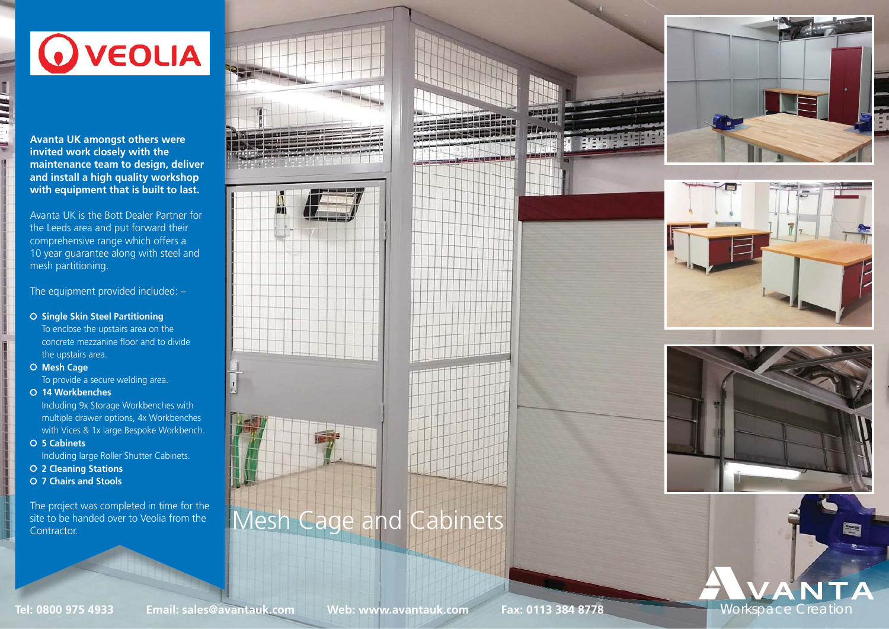# VEOLIA

**Avanta UK amongst others were invited work closely with the maintenance team to design, deliver and install a high quality workshop with equipment that is built to last.**

Avanta UK is the Bott Dealer Partner for the Leeds area and put forward their comprehensive range which offers a 10 year guarantee along with steel and mesh partitioning.

The equipment provided included: –

- **Single Skin Steel Partitioning**
  To enclose the upstairs area on the concrete mezzanine floor and to divide the upstairs area.
- **Mesh Cage**
  To provide a secure welding area.
- **14 Workbenches**
  Including 9x Storage Workbenches with multiple drawer options, 4x Workbenches with Vices & 1x large Bespoke Workbench.
- **5 Cabinets**
  Including large Roller Shutter Cabinets.
- **2 Cleaning Stations**
- **7 Chairs and Stools**

The project was completed in time for the site to be handed over to Veolia from the Contractor.

Mesh Cage and Cabinets

**Tel: 0800 975 4933** **Email: sales@avantauk.com** **Web: www.avantauk.com** **Fax: 0113 384 8778**

AVANTA
Workspace Creation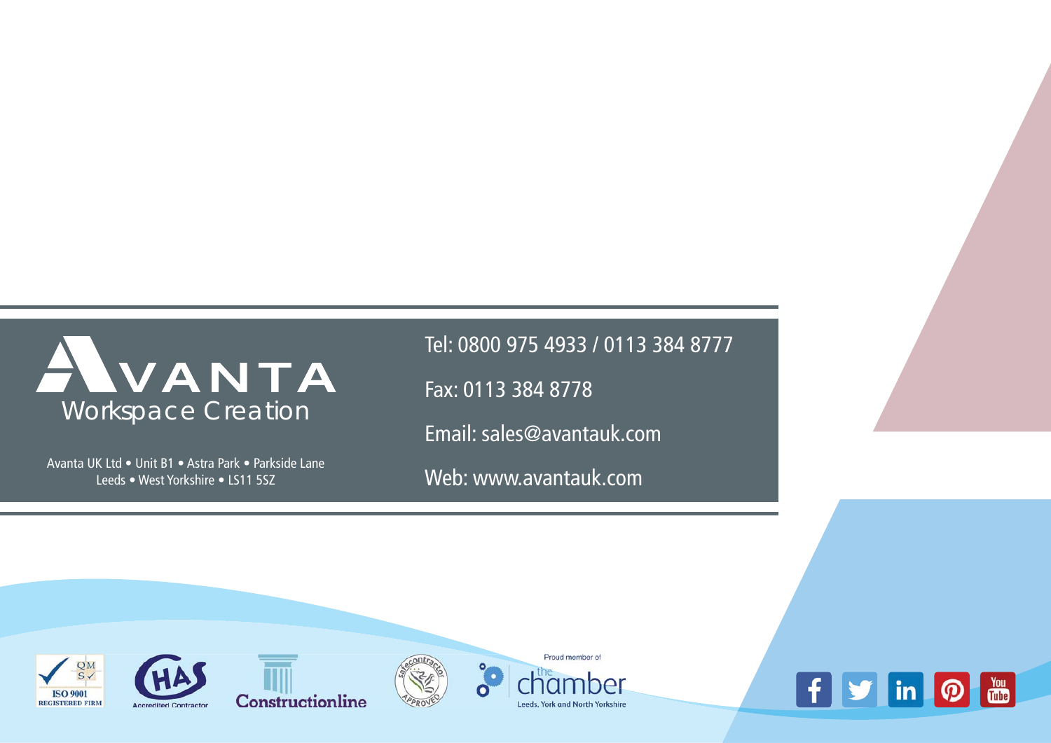AVANTA

Workspace Creation

Avanta UK Ltd • Unit B1 • Astra Park • Parkside Lane
Leeds • West Yorkshire • LS11 5SZ

Tel: 0800 975 4933 / 0113 384 8777

Fax: 0113 384 8778

Email: sales@avantauk.com

Web: www.avantauk.com

QMS ISO 9001 REGISTERED FIRM

CHAS Accredited Contractor

Constructionline

safecontractor APPROVED

Proud member of the chamber Leeds, York and North Yorkshire